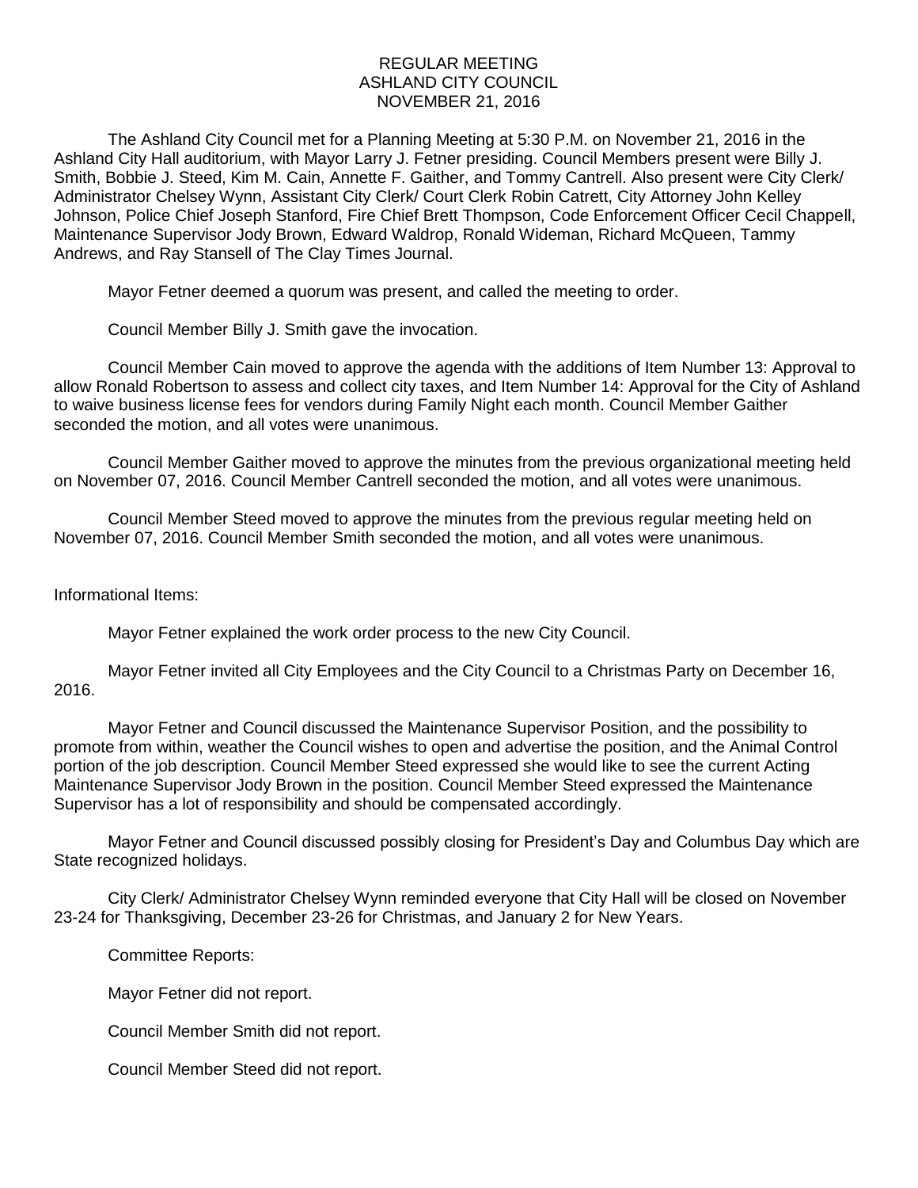# REGULAR MEETING
# ASHLAND CITY COUNCIL
# NOVEMBER 21, 2016

The Ashland City Council met for a Planning Meeting at 5:30 P.M. on November 21, 2016 in the Ashland City Hall auditorium, with Mayor Larry J. Fetner presiding. Council Members present were Billy J. Smith, Bobbie J. Steed, Kim M. Cain, Annette F. Gaither, and Tommy Cantrell. Also present were City Clerk/ Administrator Chelsey Wynn, Assistant City Clerk/ Court Clerk Robin Catrett, City Attorney John Kelley Johnson, Police Chief Joseph Stanford, Fire Chief Brett Thompson, Code Enforcement Officer Cecil Chappell, Maintenance Supervisor Jody Brown, Edward Waldrop, Ronald Wideman, Richard McQueen, Tammy Andrews, and Ray Stansell of The Clay Times Journal.

Mayor Fetner deemed a quorum was present, and called the meeting to order.

Council Member Billy J. Smith gave the invocation.

Council Member Cain moved to approve the agenda with the additions of Item Number 13: Approval to allow Ronald Robertson to assess and collect city taxes, and Item Number 14: Approval for the City of Ashland to waive business license fees for vendors during Family Night each month. Council Member Gaither seconded the motion, and all votes were unanimous.

Council Member Gaither moved to approve the minutes from the previous organizational meeting held on November 07, 2016. Council Member Cantrell seconded the motion, and all votes were unanimous.

Council Member Steed moved to approve the minutes from the previous regular meeting held on November 07, 2016. Council Member Smith seconded the motion, and all votes were unanimous.

Informational Items:

Mayor Fetner explained the work order process to the new City Council.

Mayor Fetner invited all City Employees and the City Council to a Christmas Party on December 16, 2016.

Mayor Fetner and Council discussed the Maintenance Supervisor Position, and the possibility to promote from within, weather the Council wishes to open and advertise the position, and the Animal Control portion of the job description. Council Member Steed expressed she would like to see the current Acting Maintenance Supervisor Jody Brown in the position. Council Member Steed expressed the Maintenance Supervisor has a lot of responsibility and should be compensated accordingly.

Mayor Fetner and Council discussed possibly closing for President's Day and Columbus Day which are State recognized holidays.

City Clerk/ Administrator Chelsey Wynn reminded everyone that City Hall will be closed on November 23-24 for Thanksgiving, December 23-26 for Christmas, and January 2 for New Years.

Committee Reports:

Mayor Fetner did not report.

Council Member Smith did not report.

Council Member Steed did not report.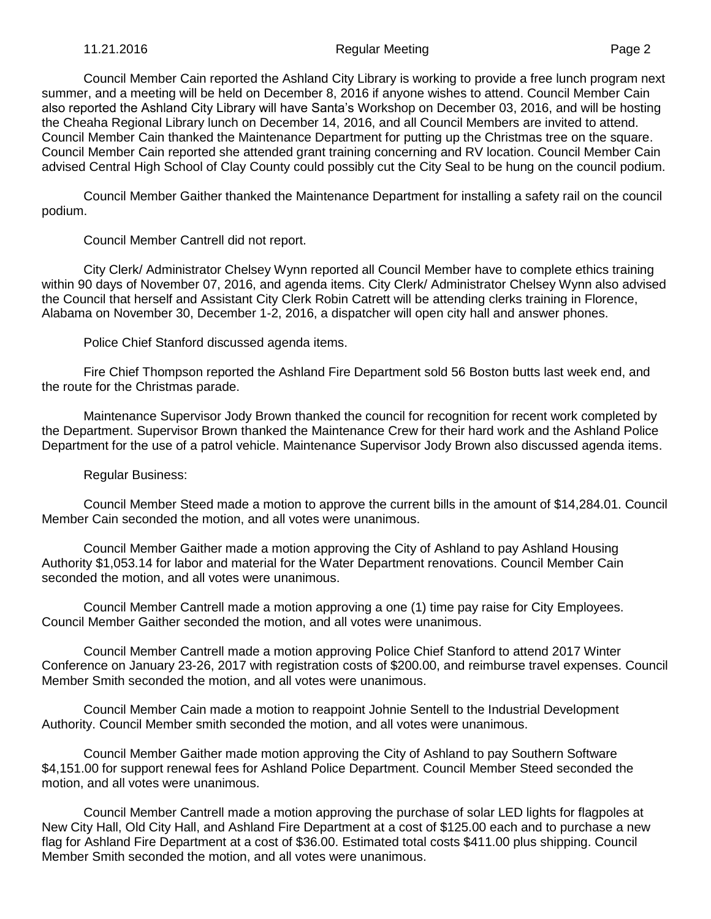Council Member Cain reported the Ashland City Library is working to provide a free lunch program next summer, and a meeting will be held on December 8, 2016 if anyone wishes to attend. Council Member Cain also reported the Ashland City Library will have Santa's Workshop on December 03, 2016, and will be hosting the Cheaha Regional Library lunch on December 14, 2016, and all Council Members are invited to attend. Council Member Cain thanked the Maintenance Department for putting up the Christmas tree on the square. Council Member Cain reported she attended grant training concerning and RV location. Council Member Cain advised Central High School of Clay County could possibly cut the City Seal to be hung on the council podium.

Council Member Gaither thanked the Maintenance Department for installing a safety rail on the council podium.

Council Member Cantrell did not report.

City Clerk/ Administrator Chelsey Wynn reported all Council Member have to complete ethics training within 90 days of November 07, 2016, and agenda items. City Clerk/ Administrator Chelsey Wynn also advised the Council that herself and Assistant City Clerk Robin Catrett will be attending clerks training in Florence, Alabama on November 30, December 1-2, 2016, a dispatcher will open city hall and answer phones.

Police Chief Stanford discussed agenda items.

Fire Chief Thompson reported the Ashland Fire Department sold 56 Boston butts last week end, and the route for the Christmas parade.

Maintenance Supervisor Jody Brown thanked the council for recognition for recent work completed by the Department. Supervisor Brown thanked the Maintenance Crew for their hard work and the Ashland Police Department for the use of a patrol vehicle. Maintenance Supervisor Jody Brown also discussed agenda items.

Regular Business:

Council Member Steed made a motion to approve the current bills in the amount of $14,284.01. Council Member Cain seconded the motion, and all votes were unanimous.

Council Member Gaither made a motion approving the City of Ashland to pay Ashland Housing Authority $1,053.14 for labor and material for the Water Department renovations. Council Member Cain seconded the motion, and all votes were unanimous.

Council Member Cantrell made a motion approving a one (1) time pay raise for City Employees. Council Member Gaither seconded the motion, and all votes were unanimous.

Council Member Cantrell made a motion approving Police Chief Stanford to attend 2017 Winter Conference on January 23-26, 2017 with registration costs of $200.00, and reimburse travel expenses. Council Member Smith seconded the motion, and all votes were unanimous.

Council Member Cain made a motion to reappoint Johnie Sentell to the Industrial Development Authority. Council Member smith seconded the motion, and all votes were unanimous.

Council Member Gaither made motion approving the City of Ashland to pay Southern Software $4,151.00 for support renewal fees for Ashland Police Department. Council Member Steed seconded the motion, and all votes were unanimous.

Council Member Cantrell made a motion approving the purchase of solar LED lights for flagpoles at New City Hall, Old City Hall, and Ashland Fire Department at a cost of $125.00 each and to purchase a new flag for Ashland Fire Department at a cost of $36.00. Estimated total costs $411.00 plus shipping. Council Member Smith seconded the motion, and all votes were unanimous.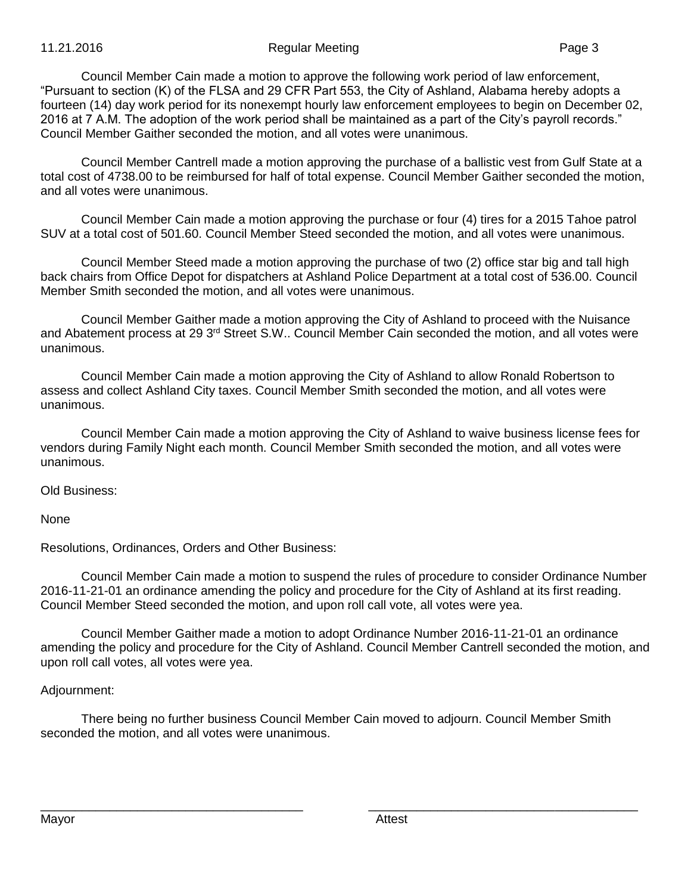Council Member Cain made a motion to approve the following work period of law enforcement, "Pursuant to section (K) of the FLSA and 29 CFR Part 553, the City of Ashland, Alabama hereby adopts a fourteen (14) day work period for its nonexempt hourly law enforcement employees to begin on December 02, 2016 at 7 A.M. The adoption of the work period shall be maintained as a part of the City's payroll records." Council Member Gaither seconded the motion, and all votes were unanimous.

Council Member Cantrell made a motion approving the purchase of a ballistic vest from Gulf State at a total cost of 4738.00 to be reimbursed for half of total expense. Council Member Gaither seconded the motion, and all votes were unanimous.

Council Member Cain made a motion approving the purchase or four (4) tires for a 2015 Tahoe patrol SUV at a total cost of 501.60. Council Member Steed seconded the motion, and all votes were unanimous.

Council Member Steed made a motion approving the purchase of two (2) office star big and tall high back chairs from Office Depot for dispatchers at Ashland Police Department at a total cost of 536.00. Council Member Smith seconded the motion, and all votes were unanimous.

Council Member Gaither made a motion approving the City of Ashland to proceed with the Nuisance and Abatement process at 29 3rd Street S.W.. Council Member Cain seconded the motion, and all votes were unanimous.

Council Member Cain made a motion approving the City of Ashland to allow Ronald Robertson to assess and collect Ashland City taxes. Council Member Smith seconded the motion, and all votes were unanimous.

Council Member Cain made a motion approving the City of Ashland to waive business license fees for vendors during Family Night each month. Council Member Smith seconded the motion, and all votes were unanimous.

Old Business:

None

Resolutions, Ordinances, Orders and Other Business:

Council Member Cain made a motion to suspend the rules of procedure to consider Ordinance Number 2016-11-21-01 an ordinance amending the policy and procedure for the City of Ashland at its first reading. Council Member Steed seconded the motion, and upon roll call vote, all votes were yea.

Council Member Gaither made a motion to adopt Ordinance Number 2016-11-21-01 an ordinance amending the policy and procedure for the City of Ashland. Council Member Cantrell seconded the motion, and upon roll call votes, all votes were yea.

Adjournment:

There being no further business Council Member Cain moved to adjourn. Council Member Smith seconded the motion, and all votes were unanimous.

\_\_\_\_\_\_\_\_\_\_\_\_\_\_\_\_\_\_\_\_\_\_\_\_\_\_\_\_\_\_ \_\_\_\_\_\_\_\_\_\_\_\_\_\_\_\_\_\_\_\_\_\_\_\_\_\_\_\_\_\_

Mayor Attest